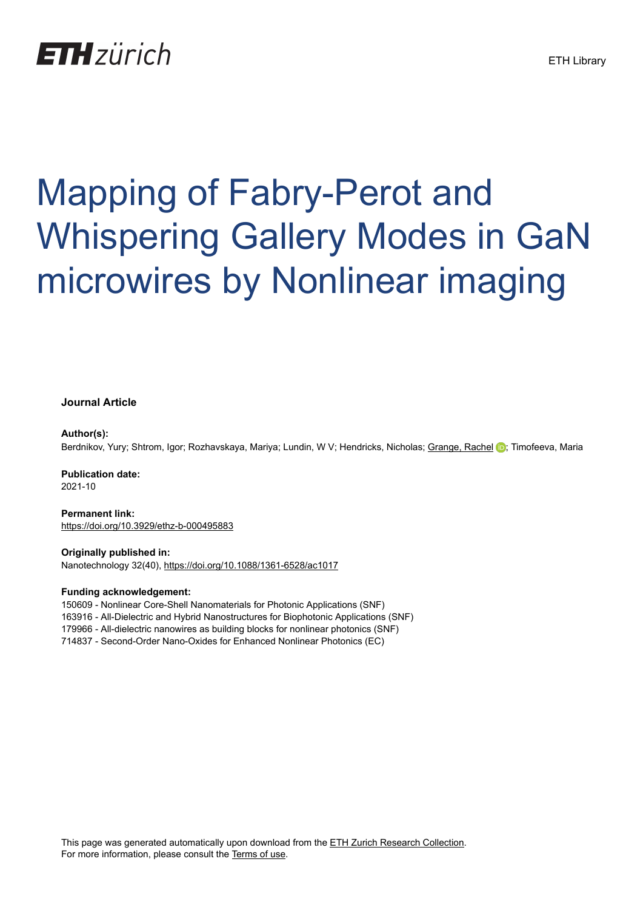# Mapping of Fabry-Perot and Whispering Gallery Modes in GaN microwires by Nonlinear imaging

**Journal Article**

**Author(s):**
Berdnikov, Yury; Shtrom, Igor; Rozhavskaya, Mariya; Lundin, W V; Hendricks, Nicholas; Grange, Rachel; Timofeeva, Maria

**Publication date:**
2021-10

**Permanent link:**
https://doi.org/10.3929/ethz-b-000495883

**Originally published in:**
Nanotechnology 32(40), https://doi.org/10.1088/1361-6528/ac1017

**Funding acknowledgement:**
150609 - Nonlinear Core-Shell Nanomaterials for Photonic Applications (SNF)
163916 - All-Dielectric and Hybrid Nanostructures for Biophotonic Applications (SNF)
179966 - All-dielectric nanowires as building blocks for nonlinear photonics (SNF)
714837 - Second-Order Nano-Oxides for Enhanced Nonlinear Photonics (EC)

This page was generated automatically upon download from the ETH Zurich Research Collection.
For more information, please consult the Terms of use.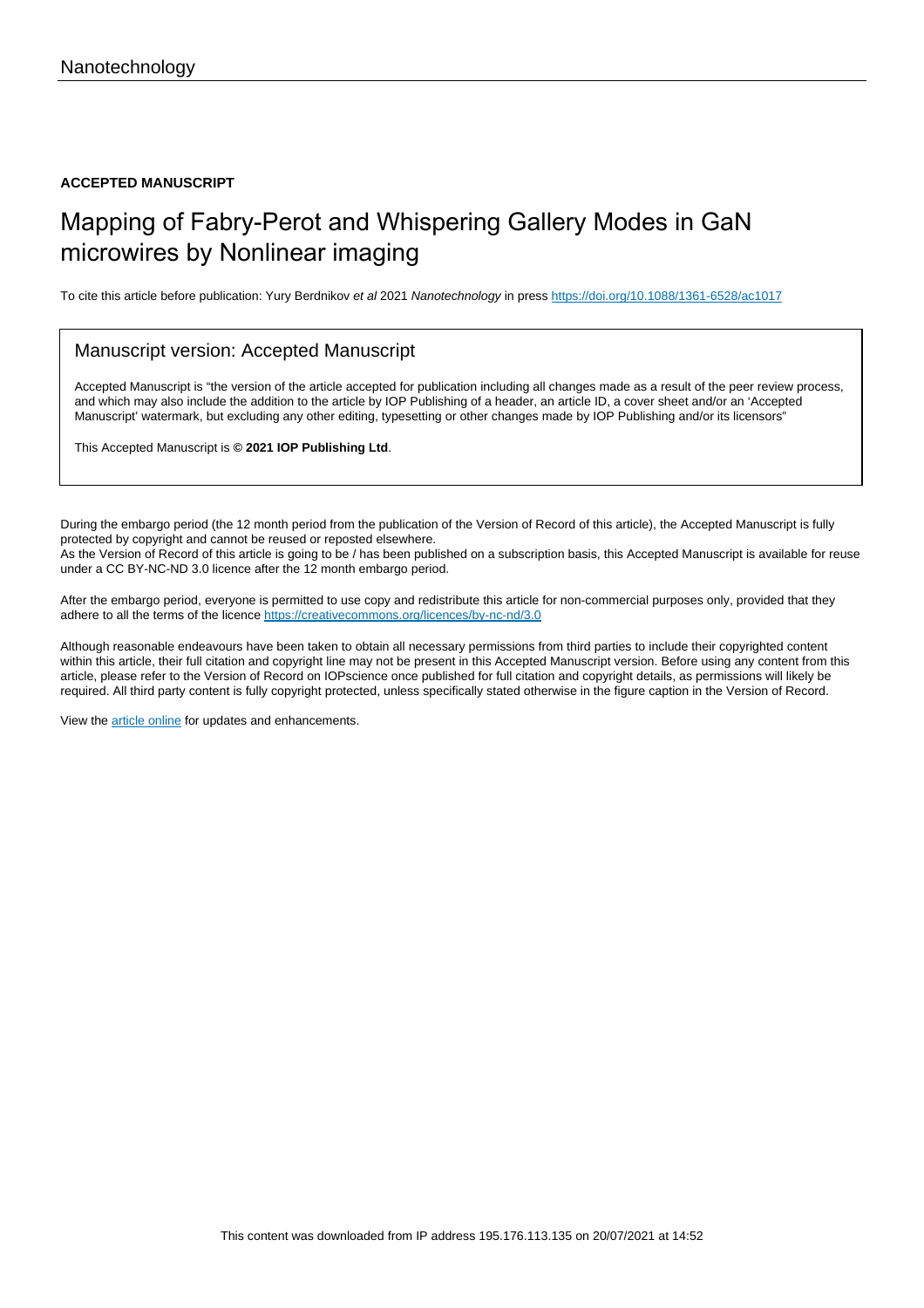Nanotechnology

**ACCEPTED MANUSCRIPT**

# Mapping of Fabry-Perot and Whispering Gallery Modes in GaN microwires by Nonlinear imaging

To cite this article before publication: Yury Berdnikov *et al* 2021 *Nanotechnology* in press https://doi.org/10.1088/1361-6528/ac1017

## Manuscript version: Accepted Manuscript

Accepted Manuscript is "the version of the article accepted for publication including all changes made as a result of the peer review process, and which may also include the addition to the article by IOP Publishing of a header, an article ID, a cover sheet and/or an 'Accepted Manuscript' watermark, but excluding any other editing, typesetting or other changes made by IOP Publishing and/or its licensors"

This Accepted Manuscript is **© 2021 IOP Publishing Ltd**.

During the embargo period (the 12 month period from the publication of the Version of Record of this article), the Accepted Manuscript is fully protected by copyright and cannot be reused or reposted elsewhere.
As the Version of Record of this article is going to be / has been published on a subscription basis, this Accepted Manuscript is available for reuse under a CC BY-NC-ND 3.0 licence after the 12 month embargo period.

After the embargo period, everyone is permitted to use copy and redistribute this article for non-commercial purposes only, provided that they adhere to all the terms of the licence https://creativecommons.org/licences/by-nc-nd/3.0

Although reasonable endeavours have been taken to obtain all necessary permissions from third parties to include their copyrighted content within this article, their full citation and copyright line may not be present in this Accepted Manuscript version. Before using any content from this article, please refer to the Version of Record on IOPscience once published for full citation and copyright details, as permissions will likely be required. All third party content is fully copyright protected, unless specifically stated otherwise in the figure caption in the Version of Record.

View the article online for updates and enhancements.

This content was downloaded from IP address 195.176.113.135 on 20/07/2021 at 14:52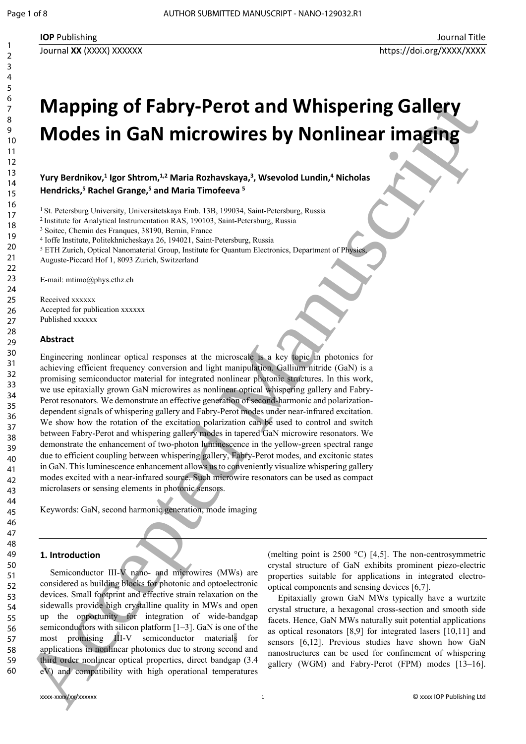# Mapping of Fabry-Perot and Whispering Gallery Modes in GaN microwires by Nonlinear imaging

**Yury Berdnikov,[1] Igor Shtrom,[1,2] Maria Rozhavskaya,[3], Wsevolod Lundin,[4] Nicholas Hendricks,[5] Rachel Grange,[5] and Maria Timofeeva [5]**

[1] St. Petersburg University, Universitetskaya Emb. 13B, 199034, Saint-Petersburg, Russia
[2] Institute for Analytical Instrumentation RAS, 190103, Saint-Petersburg, Russia
[3] Soitec, Chemin des Franques, 38190, Bernin, France
[4] Ioffe Institute, Politekhnicheskaya 26, 194021, Saint-Petersburg, Russia
[5] ETH Zurich, Optical Nanomaterial Group, Institute for Quantum Electronics, Department of Physics, Auguste-Piccard Hof 1, 8093 Zurich, Switzerland

E-mail: mtimo@phys.ethz.ch

Received xxxxxx
Accepted for publication xxxxxx
Published xxxxxx

### Abstract

Engineering nonlinear optical responses at the microscale is a key topic in photonics for achieving efficient frequency conversion and light manipulation. Gallium nitride (GaN) is a promising semiconductor material for integrated nonlinear photonic structures. In this work, we use epitaxially grown GaN microwires as nonlinear optical whispering gallery and Fabry-Perot resonators. We demonstrate an effective generation of second-harmonic and polarization-dependent signals of whispering gallery and Fabry-Perot modes under near-infrared excitation. We show how the rotation of the excitation polarization can be used to control and switch between Fabry-Perot and whispering gallery modes in tapered GaN microwire resonators. We demonstrate the enhancement of two-photon luminescence in the yellow-green spectral range due to efficient coupling between whispering gallery, Fabry-Perot modes, and excitonic states in GaN. This luminescence enhancement allows us to conveniently visualize whispering gallery modes excited with a near-infrared source. Such microwire resonators can be used as compact microlasers or sensing elements in photonic sensors.

Keywords: GaN, second harmonic generation, mode imaging

## 1. Introduction

Semiconductor III-V nano- and microwires (MWs) are considered as building blocks for photonic and optoelectronic devices. Small footprint and effective strain relaxation on the sidewalls provide high crystalline quality in MWs and open up the opportunity for integration of wide-bandgap semiconductors with silicon platform [1–3]. GaN is one of the most promising III-V semiconductor materials for applications in nonlinear photonics due to strong second and third order nonlinear optical properties, direct bandgap (3.4 eV) and compatibility with high operational temperatures (melting point is 2500 °C) [4,5]. The non-centrosymmetric crystal structure of GaN exhibits prominent piezo-electric properties suitable for applications in integrated electro-optical components and sensing devices [6,7].

Epitaxially grown GaN MWs typically have a wurtzite crystal structure, a hexagonal cross-section and smooth side facets. Hence, GaN MWs naturally suit potential applications as optical resonators [8,9] for integrated lasers [10,11] and sensors [6,12]. Previous studies have shown how GaN nanostructures can be used for confinement of whispering gallery (WGM) and Fabry-Perot (FPM) modes [13–16].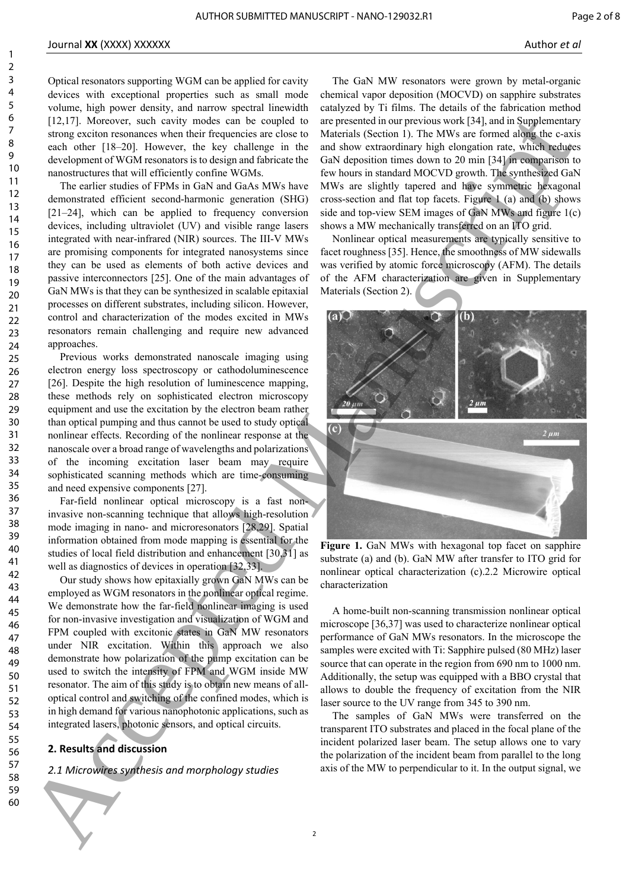Optical resonators supporting WGM can be applied for cavity devices with exceptional properties such as small mode volume, high power density, and narrow spectral linewidth [12,17]. Moreover, such cavity modes can be coupled to strong exciton resonances when their frequencies are close to each other [18–20]. However, the key challenge in the development of WGM resonators is to design and fabricate the nanostructures that will efficiently confine WGMs.

The earlier studies of FPMs in GaN and GaAs MWs have demonstrated efficient second-harmonic generation (SHG) [21–24], which can be applied to frequency conversion devices, including ultraviolet (UV) and visible range lasers integrated with near-infrared (NIR) sources. The III-V MWs are promising components for integrated nanosystems since they can be used as elements of both active devices and passive interconnectors [25]. One of the main advantages of GaN MWs is that they can be synthesized in scalable epitaxial processes on different substrates, including silicon. However, control and characterization of the modes excited in MWs resonators remain challenging and require new advanced approaches.

Previous works demonstrated nanoscale imaging using electron energy loss spectroscopy or cathodoluminescence [26]. Despite the high resolution of luminescence mapping, these methods rely on sophisticated electron microscopy equipment and use the excitation by the electron beam rather than optical pumping and thus cannot be used to study optical nonlinear effects. Recording of the nonlinear response at the nanoscale over a broad range of wavelengths and polarizations of the incoming excitation laser beam may require sophisticated scanning methods which are time-consuming and need expensive components [27].

Far-field nonlinear optical microscopy is a fast non-invasive non-scanning technique that allows high-resolution mode imaging in nano- and microresonators [28,29]. Spatial information obtained from mode mapping is essential for the studies of local field distribution and enhancement [30,31] as well as diagnostics of devices in operation [32,33].

Our study shows how epitaxially grown GaN MWs can be employed as WGM resonators in the nonlinear optical regime. We demonstrate how the far-field nonlinear imaging is used for non-invasive investigation and visualization of WGM and FPM coupled with excitonic states in GaN MW resonators under NIR excitation. Within this approach we also demonstrate how polarization of the pump excitation can be used to switch the intensity of FPM and WGM inside MW resonator. The aim of this study is to obtain new means of all-optical control and switching of the confined modes, which is in high demand for various nanophotonic applications, such as integrated lasers, photonic sensors, and optical circuits.

## 2. Results and discussion

### 2.1 Microwires synthesis and morphology studies

The GaN MW resonators were grown by metal-organic chemical vapor deposition (MOCVD) on sapphire substrates catalyzed by Ti films. The details of the fabrication method are presented in our previous work [34], and in Supplementary Materials (Section 1). The MWs are formed along the c-axis and show extraordinary high elongation rate, which reduces GaN deposition times down to 20 min [34] in comparison to few hours in standard MOCVD growth. The synthesized GaN MWs are slightly tapered and have symmetric hexagonal cross-section and flat top facets. Figure 1 (a) and (b) shows side and top-view SEM images of GaN MWs and figure 1(c) shows a MW mechanically transferred on an ITO grid.

Nonlinear optical measurements are typically sensitive to facet roughness [35]. Hence, the smoothness of MW sidewalls was verified by atomic force microscopy (AFM). The details of the AFM characterization are given in Supplementary Materials (Section 2).

**Figure 1.** GaN MWs with hexagonal top facet on sapphire substrate (a) and (b). GaN MW after transfer to ITO grid for nonlinear optical characterization (c).

### 2.2 Microwire optical characterization

A home-built non-scanning transmission nonlinear optical microscope [36,37] was used to characterize nonlinear optical performance of GaN MWs resonators. In the microscope the samples were excited with Ti: Sapphire pulsed (80 MHz) laser source that can operate in the region from 690 nm to 1000 nm. Additionally, the setup was equipped with a BBO crystal that allows to double the frequency of excitation from the NIR laser source to the UV range from 345 to 390 nm.

The samples of GaN MWs were transferred on the transparent ITO substrates and placed in the focal plane of the incident polarized laser beam. The setup allows one to vary the polarization of the incident beam from parallel to the long axis of the MW to perpendicular to it. In the output signal, we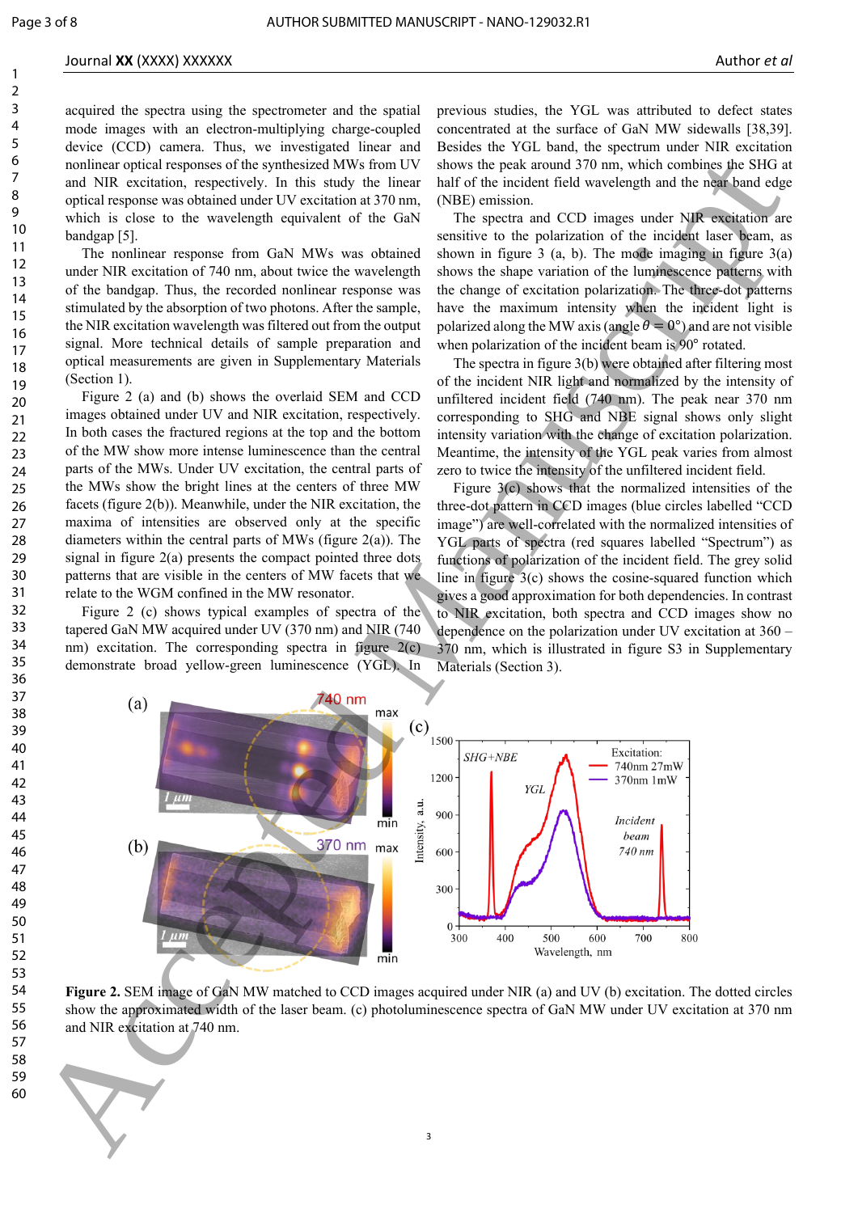acquired the spectra using the spectrometer and the spatial mode images with an electron-multiplying charge-coupled device (CCD) camera. Thus, we investigated linear and nonlinear optical responses of the synthesized MWs from UV and NIR excitation, respectively. In this study the linear optical response was obtained under UV excitation at 370 nm, which is close to the wavelength equivalent of the GaN bandgap [5].

The nonlinear response from GaN MWs was obtained under NIR excitation of 740 nm, about twice the wavelength of the bandgap. Thus, the recorded nonlinear response was stimulated by the absorption of two photons. After the sample, the NIR excitation wavelength was filtered out from the output signal. More technical details of sample preparation and optical measurements are given in Supplementary Materials (Section 1).

Figure 2 (a) and (b) shows the overlaid SEM and CCD images obtained under UV and NIR excitation, respectively. In both cases the fractured regions at the top and the bottom of the MW show more intense luminescence than the central parts of the MWs. Under UV excitation, the central parts of the MWs show the bright lines at the centers of three MW facets (figure 2(b)). Meanwhile, under the NIR excitation, the maxima of intensities are observed only at the specific diameters within the central parts of MWs (figure 2(a)). The signal in figure 2(a) presents the compact pointed three dots patterns that are visible in the centers of MW facets that we relate to the WGM confined in the MW resonator.

Figure 2 (c) shows typical examples of spectra of the tapered GaN MW acquired under UV (370 nm) and NIR (740 nm) excitation. The corresponding spectra in figure 2(c) demonstrate broad yellow-green luminescence (YGL). In previous studies, the YGL was attributed to defect states concentrated at the surface of GaN MW sidewalls [38,39]. Besides the YGL band, the spectrum under NIR excitation shows the peak around 370 nm, which combines the SHG at half of the incident field wavelength and the near band edge (NBE) emission.

The spectra and CCD images under NIR excitation are sensitive to the polarization of the incident laser beam, as shown in figure 3 (a, b). The mode imaging in figure 3(a) shows the shape variation of the luminescence patterns with the change of excitation polarization. The three-dot patterns have the maximum intensity when the incident light is polarized along the MW axis (angle $\theta = 0°$) and are not visible when polarization of the incident beam is 90° rotated.

The spectra in figure 3(b) were obtained after filtering most of the incident NIR light and normalized by the intensity of unfiltered incident field (740 nm). The peak near 370 nm corresponding to SHG and NBE signal shows only slight intensity variation with the change of excitation polarization. Meantime, the intensity of the YGL peak varies from almost zero to twice the intensity of the unfiltered incident field.

Figure 3(c) shows that the normalized intensities of the three-dot pattern in CCD images (blue circles labelled "CCD image") are well-correlated with the normalized intensities of YGL parts of spectra (red squares labelled "Spectrum") as functions of polarization of the incident field. The grey solid line in figure 3(c) shows the cosine-squared function which gives a good approximation for both dependencies. In contrast to NIR excitation, both spectra and CCD images show no dependence on the polarization under UV excitation at 360 – 370 nm, which is illustrated in figure S3 in Supplementary Materials (Section 3).

**Figure 2.** SEM image of GaN MW matched to CCD images acquired under NIR (a) and UV (b) excitation. The dotted circles show the approximated width of the laser beam. (c) photoluminescence spectra of GaN MW under UV excitation at 370 nm and NIR excitation at 740 nm.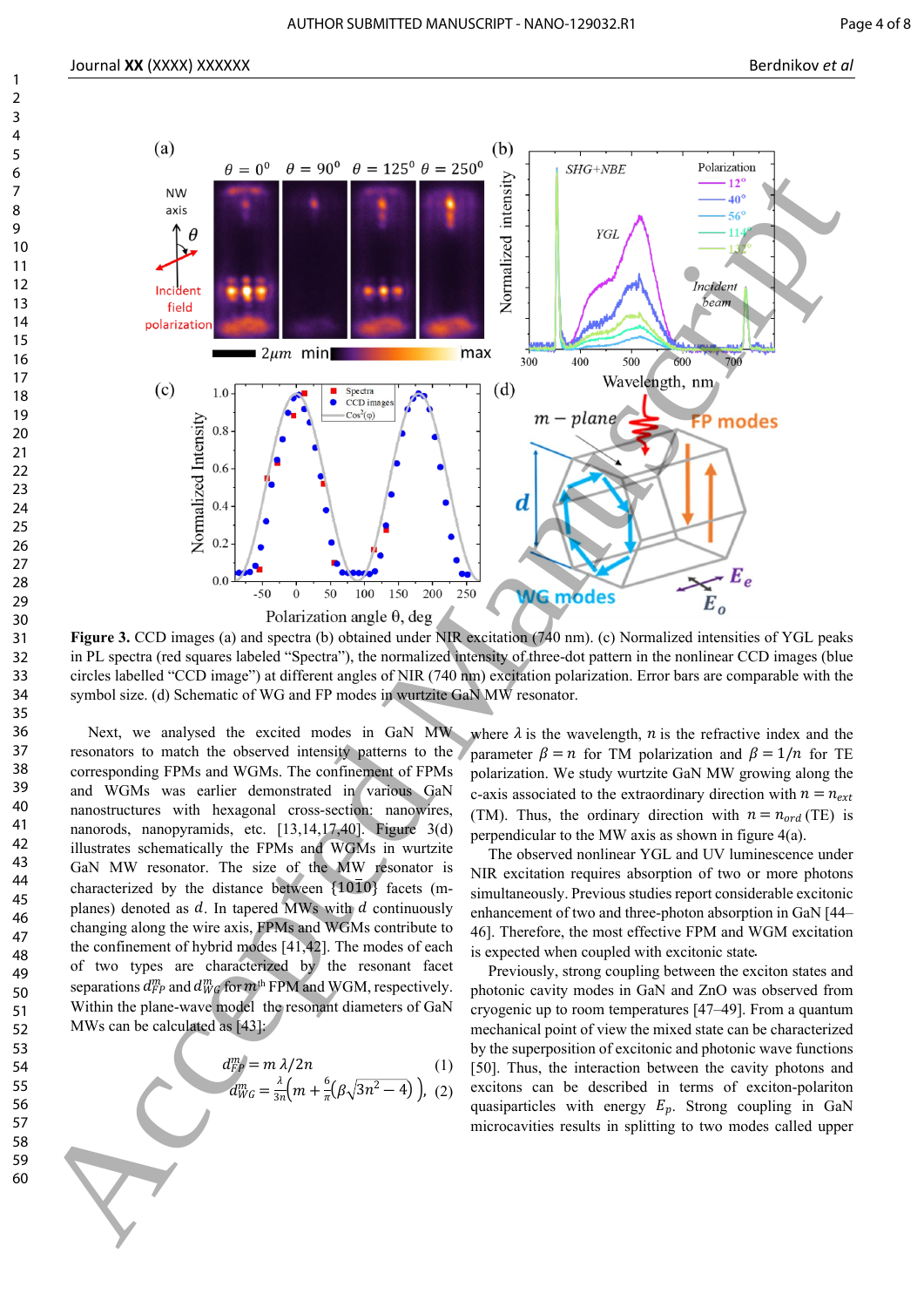**Figure 3.** CCD images (a) and spectra (b) obtained under NIR excitation (740 nm). (c) Normalized intensities of YGL peaks in PL spectra (red squares labeled "Spectra"), the normalized intensity of three-dot pattern in the nonlinear CCD images (blue circles labelled "CCD image") at different angles of NIR (740 nm) excitation polarization. Error bars are comparable with the symbol size. (d) Schematic of WG and FP modes in wurtzite GaN MW resonator.

Next, we analysed the excited modes in GaN MW resonators to match the observed intensity patterns to the corresponding FPMs and WGMs. The confinement of FPMs and WGMs was earlier demonstrated in various GaN nanostructures with hexagonal cross-section: nanowires, nanorods, nanopyramids, etc. [13,14,17,40]. Figure 3(d) illustrates schematically the FPMs and WGMs in wurtzite GaN MW resonator. The size of the MW resonator is characterized by the distance between $\{10\bar{1}0\}$ facets (m-planes) denoted as $d$. In tapered MWs with $d$ continuously changing along the wire axis, FPMs and WGMs contribute to the confinement of hybrid modes [41,42]. The modes of each of two types are characterized by the resonant facet separations $d_{FP}^{m}$ and $d_{WG}^{m}$ for $m^{th}$ FPM and WGM, respectively. Within the plane-wave model the resonant diameters of GaN MWs can be calculated as [43]:

$$d_{FP}^{m} = m\,\lambda/2n \quad (1)$$

$$d_{WG}^{m} = \frac{\lambda}{3n}\left(m + \frac{6}{\pi}\left(\beta\sqrt{3n^2-4}\right)\right), \quad (2)$$

where $\lambda$ is the wavelength, $n$ is the refractive index and the parameter $\beta = n$ for TM polarization and $\beta = 1/n$ for TE polarization. We study wurtzite GaN MW growing along the c-axis associated to the extraordinary direction with $n = n_{ext}$ (TM). Thus, the ordinary direction with $n = n_{ord}$ (TE) is perpendicular to the MW axis as shown in figure 4(a).

The observed nonlinear YGL and UV luminescence under NIR excitation requires absorption of two or more photons simultaneously. Previous studies report considerable excitonic enhancement of two and three-photon absorption in GaN [44–46]. Therefore, the most effective FPM and WGM excitation is expected when coupled with excitonic state.

Previously, strong coupling between the exciton states and photonic cavity modes in GaN and ZnO was observed from cryogenic up to room temperatures [47–49]. From a quantum mechanical point of view the mixed state can be characterized by the superposition of excitonic and photonic wave functions [50]. Thus, the interaction between the cavity photons and excitons can be described in terms of exciton-polariton quasiparticles with energy $E_p$. Strong coupling in GaN microcavities results in splitting to two modes called upper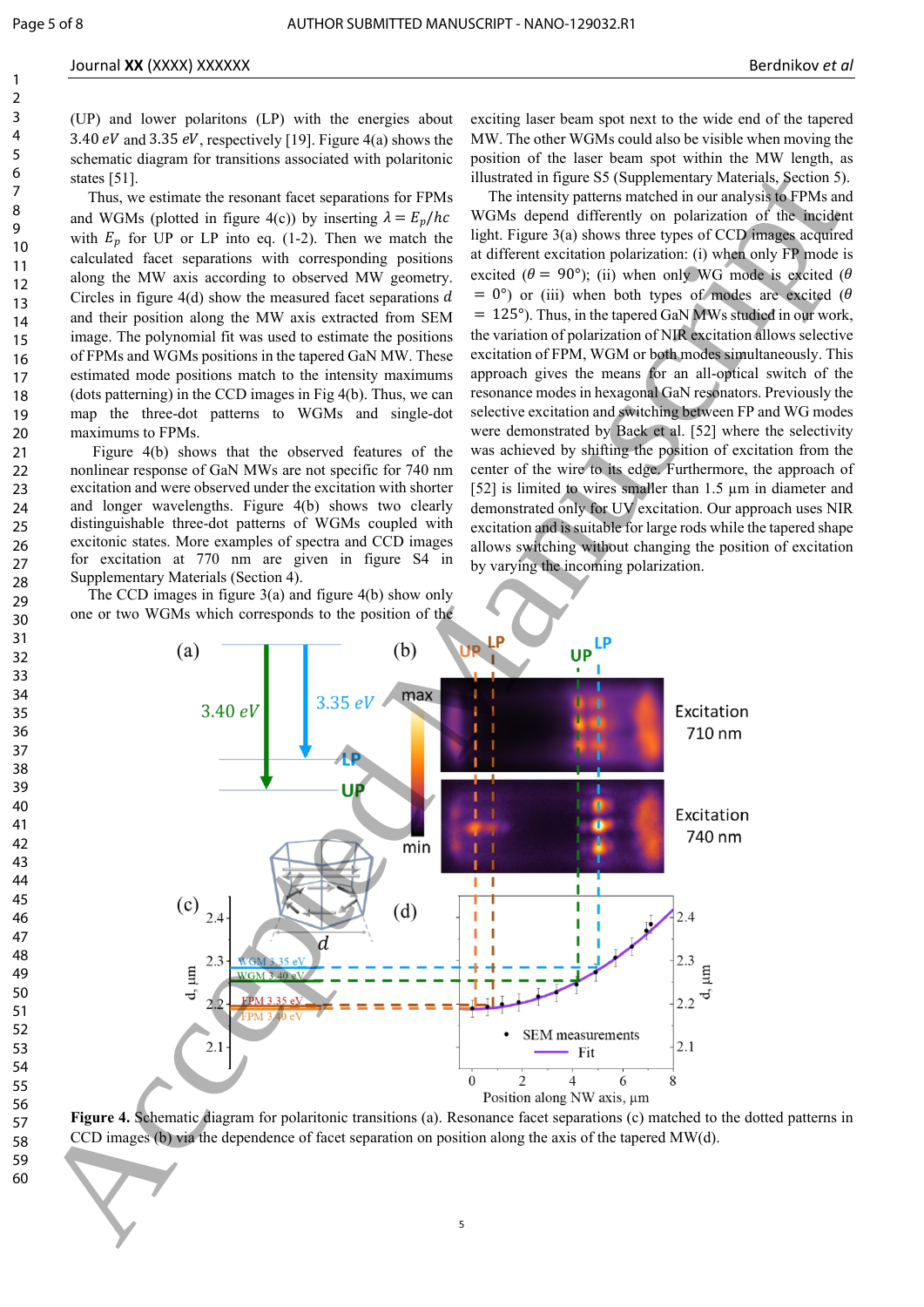(UP) and lower polaritons (LP) with the energies about $3.40\ eV$ and $3.35\ eV$, respectively [19]. Figure 4(a) shows the schematic diagram for transitions associated with polaritonic states [51].

Thus, we estimate the resonant facet separations for FPMs and WGMs (plotted in figure 4(c)) by inserting $\lambda = E_p/hc$ with $E_p$ for UP or LP into eq. (1-2). Then we match the calculated facet separations with corresponding positions along the MW axis according to observed MW geometry. Circles in figure 4(d) show the measured facet separations $d$ and their position along the MW axis extracted from SEM image. The polynomial fit was used to estimate the positions of FPMs and WGMs positions in the tapered GaN MW. These estimated mode positions match to the intensity maximums (dots patterning) in the CCD images in Fig 4(b). Thus, we can map the three-dot patterns to WGMs and single-dot maximums to FPMs.

Figure 4(b) shows that the observed features of the nonlinear response of GaN MWs are not specific for 740 nm excitation and were observed under the excitation with shorter and longer wavelengths. Figure 4(b) shows two clearly distinguishable three-dot patterns of WGMs coupled with excitonic states. More examples of spectra and CCD images for excitation at 770 nm are given in figure S4 in Supplementary Materials (Section 4).

The CCD images in figure 3(a) and figure 4(b) show only one or two WGMs which corresponds to the position of the exciting laser beam spot next to the wide end of the tapered MW. The other WGMs could also be visible when moving the position of the laser beam spot within the MW length, as illustrated in figure S5 (Supplementary Materials, Section 5).

The intensity patterns matched in our analysis to FPMs and WGMs depend differently on polarization of the incident light. Figure 3(a) shows three types of CCD images acquired at different excitation polarization: (i) when only FP mode is excited ($\theta = 90°$); (ii) when only WG mode is excited ($\theta = 0°$) or (iii) when both types of modes are excited ($\theta = 125°$). Thus, in the tapered GaN MWs studied in our work, the variation of polarization of NIR excitation allows selective excitation of FPM, WGM or both modes simultaneously. This approach gives the means for an all-optical switch of the resonance modes in hexagonal GaN resonators. Previously the selective excitation and switching between FP and WG modes were demonstrated by Baek et al. [52] where the selectivity was achieved by shifting the position of excitation from the center of the wire to its edge. Furthermore, the approach of [52] is limited to wires smaller than 1.5 µm in diameter and demonstrated only for UV excitation. Our approach uses NIR excitation and is suitable for large rods while the tapered shape allows switching without changing the position of excitation by varying the incoming polarization.

**Figure 4.** Schematic diagram for polaritonic transitions (a). Resonance facet separations (c) matched to the dotted patterns in CCD images (b) via the dependence of facet separation on position along the axis of the tapered MW(d).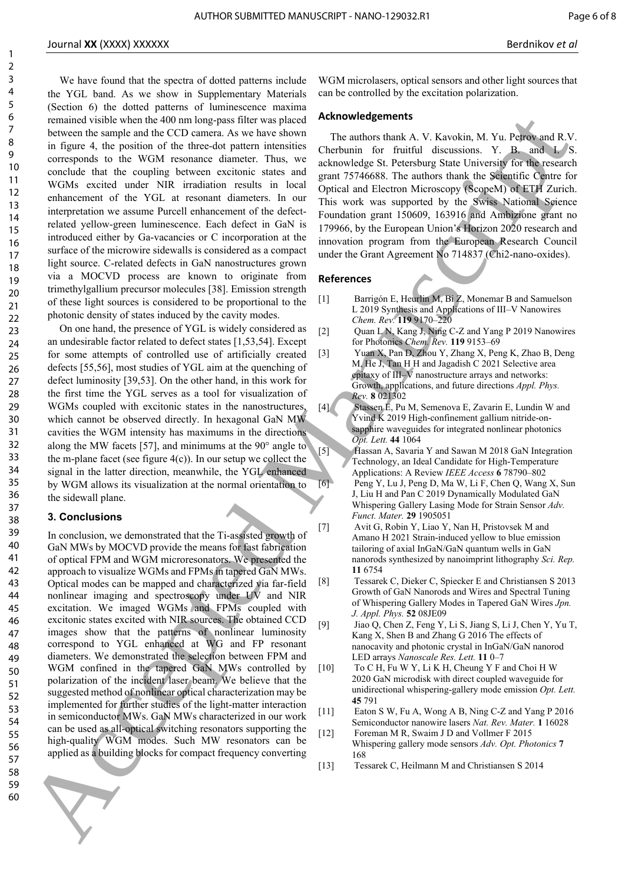We have found that the spectra of dotted patterns include the YGL band. As we show in Supplementary Materials (Section 6) the dotted patterns of luminescence maxima remained visible when the 400 nm long-pass filter was placed between the sample and the CCD camera. As we have shown in figure 4, the position of the three-dot pattern intensities corresponds to the WGM resonance diameter. Thus, we conclude that the coupling between excitonic states and WGMs excited under NIR irradiation results in local enhancement of the YGL at resonant diameters. In our interpretation we assume Purcell enhancement of the defect-related yellow-green luminescence. Each defect in GaN is introduced either by Ga-vacancies or C incorporation at the surface of the microwire sidewalls is considered as a compact light source. C-related defects in GaN nanostructures grown via a MOCVD process are known to originate from trimethylgallium precursor molecules [38]. Emission strength of these light sources is considered to be proportional to the photonic density of states induced by the cavity modes.

On one hand, the presence of YGL is widely considered as an undesirable factor related to defect states [1,53,54]. Except for some attempts of controlled use of artificially created defects [55,56], most studies of YGL aim at the quenching of defect luminosity [39,53]. On the other hand, in this work for the first time the YGL serves as a tool for visualization of WGMs coupled with excitonic states in the nanostructures, which cannot be observed directly. In hexagonal GaN MW cavities the WGM intensity has maximums in the directions along the MW facets [57], and minimums at the 90° angle to the m-plane facet (see figure 4(c)). In our setup we collect the signal in the latter direction, meanwhile, the YGL enhanced by WGM allows its visualization at the normal orientation to the sidewall plane.

## 3. Conclusions

In conclusion, we demonstrated that the Ti-assisted growth of GaN MWs by MOCVD provide the means for fast fabrication of optical FPM and WGM microresonators. We presented the approach to visualize WGMs and FPMs in tapered GaN MWs. Optical modes can be mapped and characterized via far-field nonlinear imaging and spectroscopy under UV and NIR excitation. We imaged WGMs and FPMs coupled with excitonic states excited with NIR sources. The obtained CCD images show that the patterns of nonlinear luminosity correspond to YGL enhanced at WG and FP resonant diameters. We demonstrated the selection between FPM and WGM confined in the tapered GaN MWs controlled by polarization of the incident laser beam. We believe that the suggested method of nonlinear optical characterization may be implemented for further studies of the light-matter interaction in semiconductor MWs. GaN MWs characterized in our work can be used as all-optical switching resonators supporting the high-quality WGM modes. Such MW resonators can be applied as a building blocks for compact frequency converting WGM microlasers, optical sensors and other light sources that can be controlled by the excitation polarization.

## Acknowledgements

The authors thank A. V. Kavokin, M. Yu. Petrov and R.V. Cherbunin for fruitful discussions. Y. B. and I. S. acknowledge St. Petersburg State University for the research grant 75746688. The authors thank the Scientific Centre for Optical and Electron Microscopy (ScopeM) of ETH Zurich. This work was supported by the Swiss National Science Foundation grant 150609, 163916 and Ambizione grant no 179966, by the European Union's Horizon 2020 research and innovation program from the European Research Council under the Grant Agreement No 714837 (Chi2-nano-oxides).

## References

[1] Barrigón E, Heurlin M, Bi Z, Monemar B and Samuelson L 2019 Synthesis and Applications of III–V Nanowires *Chem. Rev.* **119** 9170–220

[2] Quan L N, Kang J, Ning C-Z and Yang P 2019 Nanowires for Photonics *Chem. Rev.* **119** 9153–69

[3] Yuan X, Pan D, Zhou Y, Zhang X, Peng K, Zhao B, Deng M, He J, Tan H H and Jagadish C 2021 Selective area epitaxy of III–V nanostructure arrays and networks: Growth, applications, and future directions *Appl. Phys. Rev.* **8** 021302

[4] Stassen E, Pu M, Semenova E, Zavarin E, Lundin W and Yvind K 2019 High-confinement gallium nitride-on-sapphire waveguides for integrated nonlinear photonics *Opt. Lett.* **44** 1064

[5] Hassan A, Savaria Y and Sawan M 2018 GaN Integration Technology, an Ideal Candidate for High-Temperature Applications: A Review *IEEE Access* **6** 78790–802

[6] Peng Y, Lu J, Peng D, Ma W, Li F, Chen Q, Wang X, Sun J, Liu H and Pan C 2019 Dynamically Modulated GaN Whispering Gallery Lasing Mode for Strain Sensor *Adv. Funct. Mater.* **29** 1905051

[7] Avit G, Robin Y, Liao Y, Nan H, Pristovsek M and Amano H 2021 Strain-induced yellow to blue emission tailoring of axial InGaN/GaN quantum wells in GaN nanorods synthesized by nanoimprint lithography *Sci. Rep.* **11** 6754

[8] Tessarek C, Dieker C, Spiecker E and Christiansen S 2013 Growth of GaN Nanorods and Wires and Spectral Tuning of Whispering Gallery Modes in Tapered GaN Wires *Jpn. J. Appl. Phys.* **52** 08JE09

[9] Jiao Q, Chen Z, Feng Y, Li S, Jiang S, Li J, Chen Y, Yu T, Kang X, Shen B and Zhang G 2016 The effects of nanocavity and photonic crystal in InGaN/GaN nanorod LED arrays *Nanoscale Res. Lett.* **11** 0–7

[10] To C H, Fu W Y, Li K H, Cheung Y F and Choi H W 2020 GaN microdisk with direct coupled waveguide for unidirectional whispering-gallery mode emission *Opt. Lett.* **45** 791

[11] Eaton S W, Fu A, Wong A B, Ning C-Z and Yang P 2016 Semiconductor nanowire lasers *Nat. Rev. Mater.* **1** 16028

[12] Foreman M R, Swaim J D and Vollmer F 2015 Whispering gallery mode sensors *Adv. Opt. Photonics* **7** 168

[13] Tessarek C, Heilmann M and Christiansen S 2014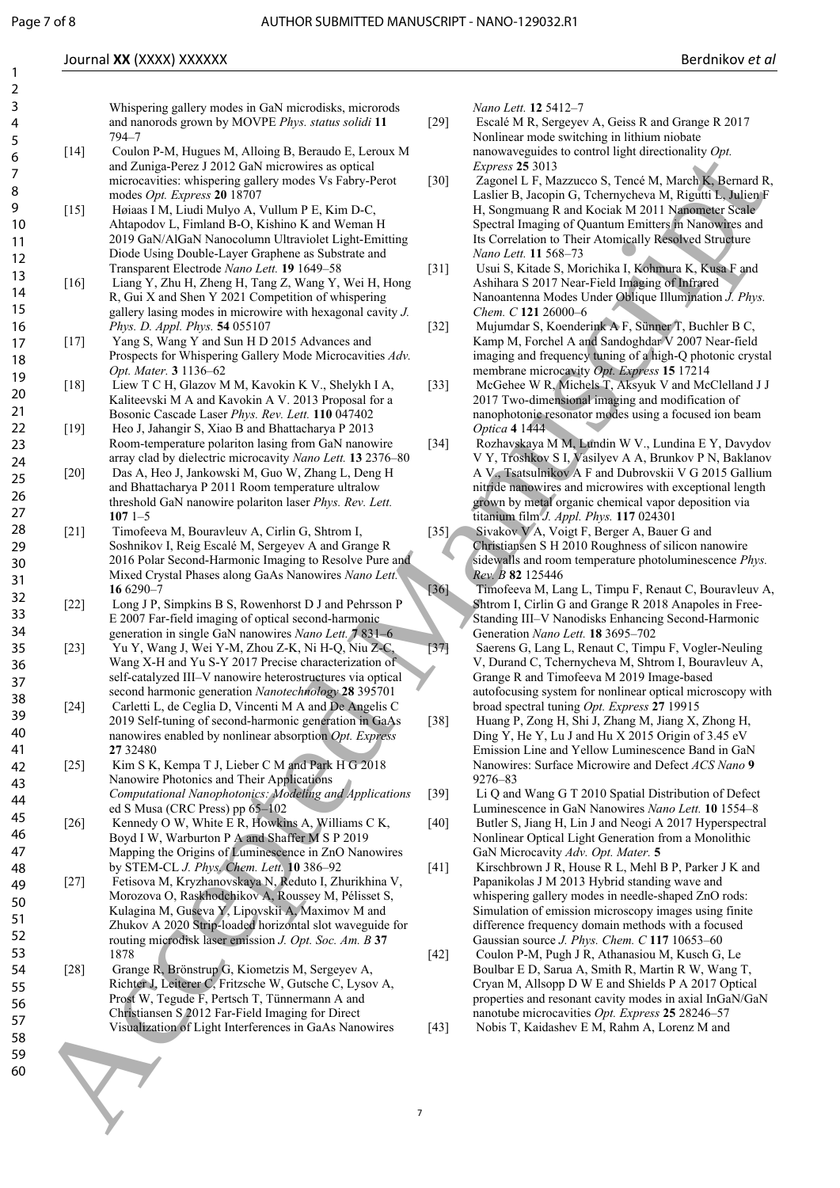Whispering gallery modes in GaN microdisks, microrods and nanorods grown by MOVPE *Phys. status solidi* **11** 794–7

[14] Coulon P-M, Hugues M, Alloing B, Beraudo E, Leroux M and Zuniga-Perez J 2012 GaN microwires as optical microcavities: whispering gallery modes Vs Fabry-Perot modes *Opt. Express* **20** 18707

[15] Høiaas I M, Liudi Mulyo A, Vullum P E, Kim D-C, Ahtapodov L, Fimland B-O, Kishino K and Weman H 2019 GaN/AlGaN Nanocolumn Ultraviolet Light-Emitting Diode Using Double-Layer Graphene as Substrate and Transparent Electrode *Nano Lett.* **19** 1649–58

[16] Liang Y, Zhu H, Zheng H, Tang Z, Wang Y, Wei H, Hong R, Gui X and Shen Y 2021 Competition of whispering gallery lasing modes in microwire with hexagonal cavity *J. Phys. D. Appl. Phys.* **54** 055107

[17] Yang S, Wang Y and Sun H D 2015 Advances and Prospects for Whispering Gallery Mode Microcavities *Adv. Opt. Mater.* **3** 1136–62

[18] Liew T C H, Glazov M M, Kavokin K V., Shelykh I A, Kaliteevski M A and Kavokin A V. 2013 Proposal for a Bosonic Cascade Laser *Phys. Rev. Lett.* **110** 047402

[19] Heo J, Jahangir S, Xiao B and Bhattacharya P 2013 Room-temperature polariton lasing from GaN nanowire array clad by dielectric microcavity *Nano Lett.* **13** 2376–80

[20] Das A, Heo J, Jankowski M, Guo W, Zhang L, Deng H and Bhattacharya P 2011 Room temperature ultralow threshold GaN nanowire polariton laser *Phys. Rev. Lett.* **107** 1–5

[21] Timofeeva M, Bouravleuv A, Cirlin G, Shtrom I, Soshnikov I, Reig Escalé M, Sergeyev A and Grange R 2016 Polar Second-Harmonic Imaging to Resolve Pure and Mixed Crystal Phases along GaAs Nanowires *Nano Lett.* **16** 6290–7

[22] Long J P, Simpkins B S, Rowenhorst D J and Pehrsson P E 2007 Far-field imaging of optical second-harmonic generation in single GaN nanowires *Nano Lett.* **7** 831–6

[23] Yu Y, Wang J, Wei Y-M, Zhou Z-K, Ni H-Q, Niu Z-C, Wang X-H and Yu S-Y 2017 Precise characterization of self-catalyzed III–V nanowire heterostructures via optical second harmonic generation *Nanotechnology* **28** 395701

[24] Carletti L, de Ceglia D, Vincenti M A and De Angelis C 2019 Self-tuning of second-harmonic generation in GaAs nanowires enabled by nonlinear absorption *Opt. Express* **27** 32480

[25] Kim S K, Kempa T J, Lieber C M and Park H G 2018 Nanowire Photonics and Their Applications *Computational Nanophotonics: Modeling and Applications* ed S Musa (CRC Press) pp 65–102

[26] Kennedy O W, White E R, Howkins A, Williams C K, Boyd I W, Warburton P A and Shaffer M S P 2019 Mapping the Origins of Luminescence in ZnO Nanowires by STEM-CL *J. Phys. Chem. Lett.* **10** 386–92

[27] Fetisova M, Kryzhanovskaya N, Reduto I, Zhurikhina V, Morozova O, Raskhodchikov A, Roussey M, Pélisset S, Kulagina M, Guseva Y, Lipovskii A, Maximov M and Zhukov A 2020 Strip-loaded horizontal slot waveguide for routing microdisk laser emission *J. Opt. Soc. Am. B* **37** 1878

[28] Grange R, Brönstrup G, Kiometzis M, Sergeyev A, Richter J, Leiterer C, Fritzsche W, Gutsche C, Lysov A, Prost W, Tegude F, Pertsch T, Tünnermann A and Christiansen S 2012 Far-Field Imaging for Direct Visualization of Light Interferences in GaAs Nanowires *Nano Lett.* **12** 5412–7

[29] Escalé M R, Sergeyev A, Geiss R and Grange R 2017 Nonlinear mode switching in lithium niobate nanowaveguides to control light directionality *Opt. Express* **25** 3013

[30] Zagonel L F, Mazzucco S, Tencé M, March K, Bernard R, Laslier B, Jacopin G, Tchernycheva M, Rigutti L, Julien F H, Songmuang R and Kociak M 2011 Nanometer Scale Spectral Imaging of Quantum Emitters in Nanowires and Its Correlation to Their Atomically Resolved Structure *Nano Lett.* **11** 568–73

[31] Usui S, Kitade S, Morichika I, Kohmura K, Kusa F and Ashihara S 2017 Near-Field Imaging of Infrared Nanoantenna Modes Under Oblique Illumination *J. Phys. Chem. C* **121** 26000–6

[32] Mujumdar S, Koenderink A F, Sünner T, Buchler B C, Kamp M, Forchel A and Sandoghdar V 2007 Near-field imaging and frequency tuning of a high-Q photonic crystal membrane microcavity *Opt. Express* **15** 17214

[33] McGehee W R, Michels T, Aksyuk V and McClelland J J 2017 Two-dimensional imaging and modification of nanophotonic resonator modes using a focused ion beam *Optica* **4** 1444

[34] Rozhavskaya M M, Lundin W V., Lundina E Y, Davydov V Y, Troshkov S I, Vasilyev A A, Brunkov P N, Baklanov A V., Tsatsulnikov A F and Dubrovskii V G 2015 Gallium nitride nanowires and microwires with exceptional length grown by metal organic chemical vapor deposition via titanium film *J. Appl. Phys.* **117** 024301

[35] Sivakov V A, Voigt F, Berger A, Bauer G and Christiansen S H 2010 Roughness of silicon nanowire sidewalls and room temperature photoluminescence *Phys. Rev. B* **82** 125446

[36] Timofeeva M, Lang L, Timpu F, Renaut C, Bouravleuv A, Shtrom I, Cirlin G and Grange R 2018 Anapoles in Free-Standing III–V Nanodisks Enhancing Second-Harmonic Generation *Nano Lett.* **18** 3695–702

[37] Saerens G, Lang L, Renaut C, Timpu F, Vogler-Neuling V, Durand C, Tchernycheva M, Shtrom I, Bouravleuv A, Grange R and Timofeeva M 2019 Image-based autofocusing system for nonlinear optical microscopy with broad spectral tuning *Opt. Express* **27** 19915

[38] Huang P, Zong H, Shi J, Zhang M, Jiang X, Zhong H, Ding Y, He Y, Lu J and Hu X 2015 Origin of 3.45 eV Emission Line and Yellow Luminescence Band in GaN Nanowires: Surface Microwire and Defect *ACS Nano* **9** 9276–83

[39] Li Q and Wang G T 2010 Spatial Distribution of Defect Luminescence in GaN Nanowires *Nano Lett.* **10** 1554–8

[40] Butler S, Jiang H, Lin J and Neogi A 2017 Hyperspectral Nonlinear Optical Light Generation from a Monolithic GaN Microcavity *Adv. Opt. Mater.* **5**

[41] Kirschbrown J R, House R L, Mehl B P, Parker J K and Papanikolas J M 2013 Hybrid standing wave and whispering gallery modes in needle-shaped ZnO rods: Simulation of emission microscopy images using finite difference frequency domain methods with a focused Gaussian source *J. Phys. Chem. C* **117** 10653–60

[42] Coulon P-M, Pugh J R, Athanasiou M, Kusch G, Le Boulbar E D, Sarua A, Smith R, Martin R W, Wang T, Cryan M, Allsopp D W E and Shields P A 2017 Optical properties and resonant cavity modes in axial InGaN/GaN nanotube microcavities *Opt. Express* **25** 28246–57

[43] Nobis T, Kaidashev E M, Rahm A, Lorenz M and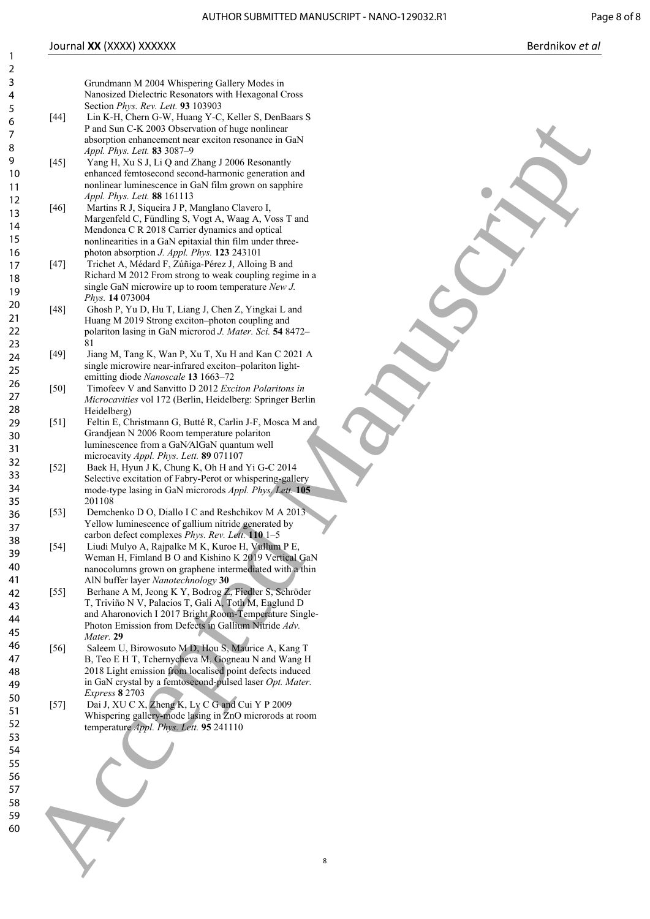Grundmann M 2004 Whispering Gallery Modes in Nanosized Dielectric Resonators with Hexagonal Cross Section *Phys. Rev. Lett.* **93** 103903

[44] Lin K-H, Chern G-W, Huang Y-C, Keller S, DenBaars S P and Sun C-K 2003 Observation of huge nonlinear absorption enhancement near exciton resonance in GaN *Appl. Phys. Lett.* **83** 3087–9

[45] Yang H, Xu S J, Li Q and Zhang J 2006 Resonantly enhanced femtosecond second-harmonic generation and nonlinear luminescence in GaN film grown on sapphire *Appl. Phys. Lett.* **88** 161113

[46] Martins R J, Siqueira J P, Manglano Clavero I, Margenfeld C, Fündling S, Vogt A, Waag A, Voss T and Mendonca C R 2018 Carrier dynamics and optical nonlinearities in a GaN epitaxial thin film under three-photon absorption *J. Appl. Phys.* **123** 243101

[47] Trichet A, Médard F, Zúñiga-Pérez J, Alloing B and Richard M 2012 From strong to weak coupling regime in a single GaN microwire up to room temperature *New J. Phys.* **14** 073004

[48] Ghosh P, Yu D, Hu T, Liang J, Chen Z, Yingkai L and Huang M 2019 Strong exciton–photon coupling and polariton lasing in GaN microrod *J. Mater. Sci.* **54** 8472–81

[49] Jiang M, Tang K, Wan P, Xu T, Xu H and Kan C 2021 A single microwire near-infrared exciton–polariton light-emitting diode *Nanoscale* **13** 1663–72

[50] Timofeev V and Sanvitto D 2012 *Exciton Polaritons in Microcavities* vol 172 (Berlin, Heidelberg: Springer Berlin Heidelberg)

[51] Feltin E, Christmann G, Butté R, Carlin J-F, Mosca M and Grandjean N 2006 Room temperature polariton luminescence from a GaN/AlGaN quantum well microcavity *Appl. Phys. Lett.* **89** 071107

[52] Baek H, Hyun J K, Chung K, Oh H and Yi G-C 2014 Selective excitation of Fabry-Perot or whispering-gallery mode-type lasing in GaN microrods *Appl. Phys. Lett.* **105** 201108

[53] Demchenko D O, Diallo I C and Reshchikov M A 2013 Yellow luminescence of gallium nitride generated by carbon defect complexes *Phys. Rev. Lett.* **110** 1–5

[54] Liudi Mulyo A, Rajpalke M K, Kuroe H, Vullum P E, Weman H, Fimland B O and Kishino K 2019 Vertical GaN nanocolumns grown on graphene intermediated with a thin AlN buffer layer *Nanotechnology* **30**

[55] Berhane A M, Jeong K Y, Bodrog Z, Fiedler S, Schröder T, Triviño N V, Palacios T, Gali A, Toth M, Englund D and Aharonovich I 2017 Bright Room-Temperature Single-Photon Emission from Defects in Gallium Nitride *Adv. Mater.* **29**

[56] Saleem U, Birowosuto M D, Hou S, Maurice A, Kang T B, Teo E H T, Tchernycheva M, Gogneau N and Wang H 2018 Light emission from localised point defects induced in GaN crystal by a femtosecond-pulsed laser *Opt. Mater. Express* **8** 2703

[57] Dai J, XU C X, Zheng K, Lv C G and Cui Y P 2009 Whispering gallery-mode lasing in ZnO microrods at room temperature *Appl. Phys. Lett.* **95** 241110